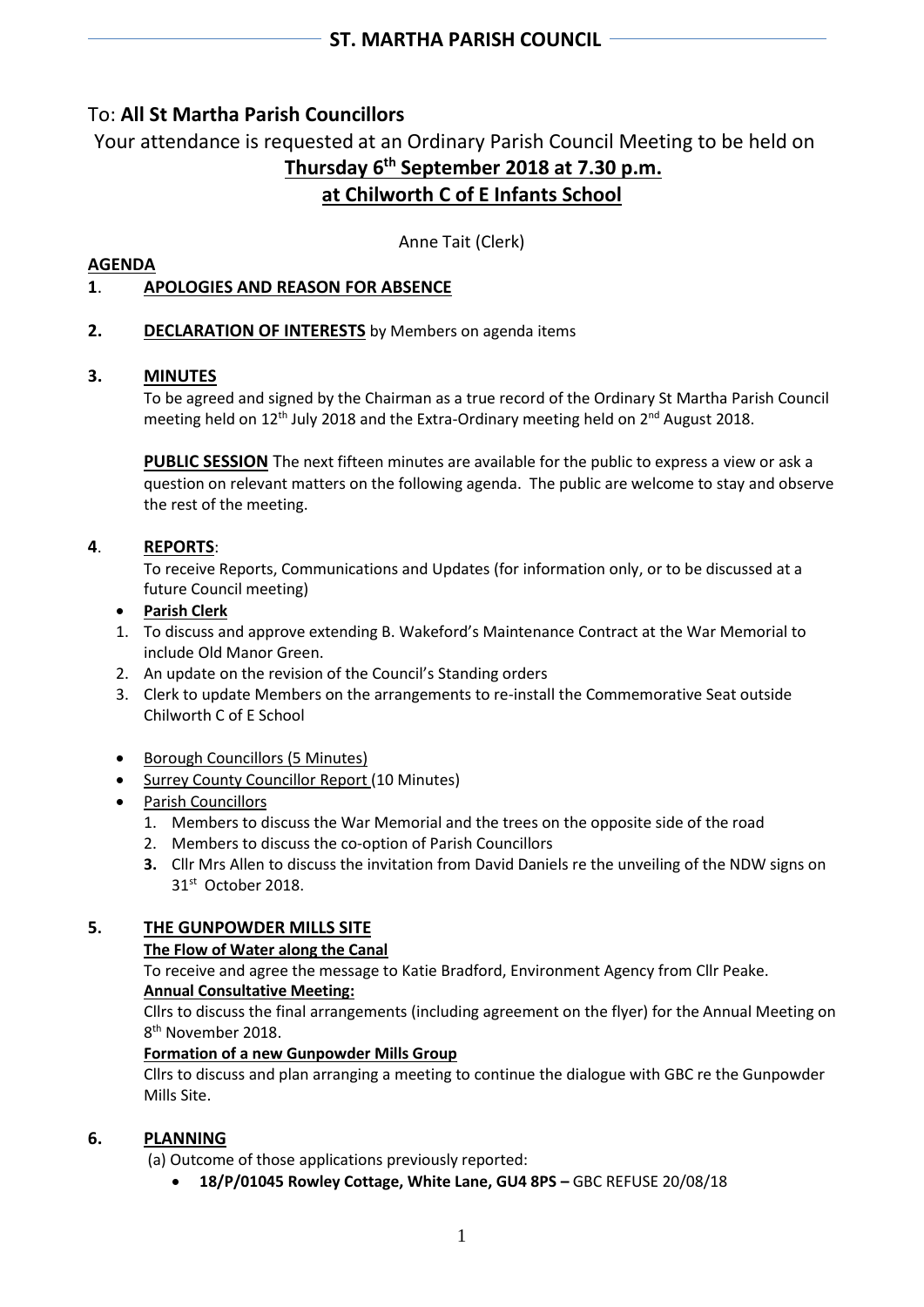# ST. MARTHA PARISH COUNCIL

To: **All St Martha Parish Councillors**

Your attendance is requested at an Ordinary Parish Council Meeting to be held on

**Thursday 6th September 2018 at 7.30 p.m.**

**at Chilworth C of E Infants School**

Anne Tait (Clerk)

## AGENDA

**1**. **APOLOGIES AND REASON FOR ABSENCE**

**2.** **DECLARATION OF INTERESTS** by Members on agenda items

**3.** **MINUTES**

To be agreed and signed by the Chairman as a true record of the Ordinary St Martha Parish Council meeting held on 12th July 2018 and the Extra-Ordinary meeting held on 2nd August 2018.

**PUBLIC SESSION** The next fifteen minutes are available for the public to express a view or ask a question on relevant matters on the following agenda. The public are welcome to stay and observe the rest of the meeting.

**4**. **REPORTS**:

To receive Reports, Communications and Updates (for information only, or to be discussed at a future Council meeting)

- **Parish Clerk**

1. To discuss and approve extending B. Wakeford's Maintenance Contract at the War Memorial to include Old Manor Green.
2. An update on the revision of the Council's Standing orders
3. Clerk to update Members on the arrangements to re-install the Commemorative Seat outside Chilworth C of E School

- Borough Councillors (5 Minutes)
- Surrey County Councillor Report (10 Minutes)
- Parish Councillors
  1. Members to discuss the War Memorial and the trees on the opposite side of the road
  2. Members to discuss the co-option of Parish Councillors
  3. Cllr Mrs Allen to discuss the invitation from David Daniels re the unveiling of the NDW signs on 31st October 2018.

**5.** **THE GUNPOWDER MILLS SITE**

**The Flow of Water along the Canal**

To receive and agree the message to Katie Bradford, Environment Agency from Cllr Peake.

**Annual Consultative Meeting:**

Cllrs to discuss the final arrangements (including agreement on the flyer) for the Annual Meeting on 8th November 2018.

**Formation of a new Gunpowder Mills Group**

Cllrs to discuss and plan arranging a meeting to continue the dialogue with GBC re the Gunpowder Mills Site.

**6.** **PLANNING**

(a) Outcome of those applications previously reported:

- **18/P/01045 Rowley Cottage, White Lane, GU4 8PS –** GBC REFUSE 20/08/18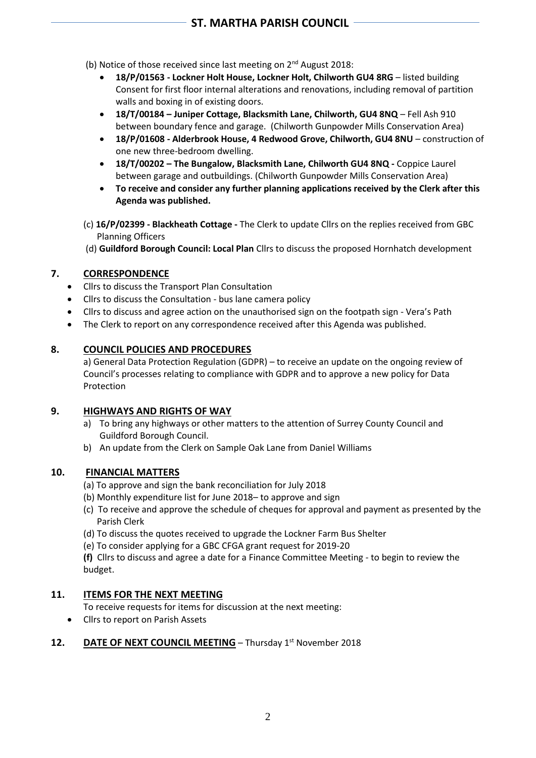(b) Notice of those received since last meeting on 2nd August 2018:

- **18/P/01563 - Lockner Holt House, Lockner Holt, Chilworth GU4 8RG** – listed building Consent for first floor internal alterations and renovations, including removal of partition walls and boxing in of existing doors.
- **18/T/00184 – Juniper Cottage, Blacksmith Lane, Chilworth, GU4 8NQ** – Fell Ash 910 between boundary fence and garage. (Chilworth Gunpowder Mills Conservation Area)
- **18/P/01608 - Alderbrook House, 4 Redwood Grove, Chilworth, GU4 8NU** – construction of one new three-bedroom dwelling.
- **18/T/00202 – The Bungalow, Blacksmith Lane, Chilworth GU4 8NQ -** Coppice Laurel between garage and outbuildings. (Chilworth Gunpowder Mills Conservation Area)
- **To receive and consider any further planning applications received by the Clerk after this Agenda was published.**

(c) **16/P/02399 - Blackheath Cottage -** The Clerk to update Cllrs on the replies received from GBC Planning Officers

(d) **Guildford Borough Council: Local Plan** Cllrs to discuss the proposed Hornhatch development

## 7. CORRESPONDENCE

- Cllrs to discuss the Transport Plan Consultation
- Cllrs to discuss the Consultation - bus lane camera policy
- Cllrs to discuss and agree action on the unauthorised sign on the footpath sign - Vera's Path
- The Clerk to report on any correspondence received after this Agenda was published.

## 8. COUNCIL POLICIES AND PROCEDURES

a) General Data Protection Regulation (GDPR) – to receive an update on the ongoing review of Council's processes relating to compliance with GDPR and to approve a new policy for Data Protection

## 9. HIGHWAYS AND RIGHTS OF WAY

a) To bring any highways or other matters to the attention of Surrey County Council and Guildford Borough Council.

b) An update from the Clerk on Sample Oak Lane from Daniel Williams

## 10. FINANCIAL MATTERS

(a) To approve and sign the bank reconciliation for July 2018

(b) Monthly expenditure list for June 2018– to approve and sign

(c) To receive and approve the schedule of cheques for approval and payment as presented by the Parish Clerk

(d) To discuss the quotes received to upgrade the Lockner Farm Bus Shelter

(e) To consider applying for a GBC CFGA grant request for 2019-20

**(f)** Cllrs to discuss and agree a date for a Finance Committee Meeting - to begin to review the budget.

## 11. ITEMS FOR THE NEXT MEETING

To receive requests for items for discussion at the next meeting:

- Cllrs to report on Parish Assets

## 12. DATE OF NEXT COUNCIL MEETING – Thursday 1st November 2018